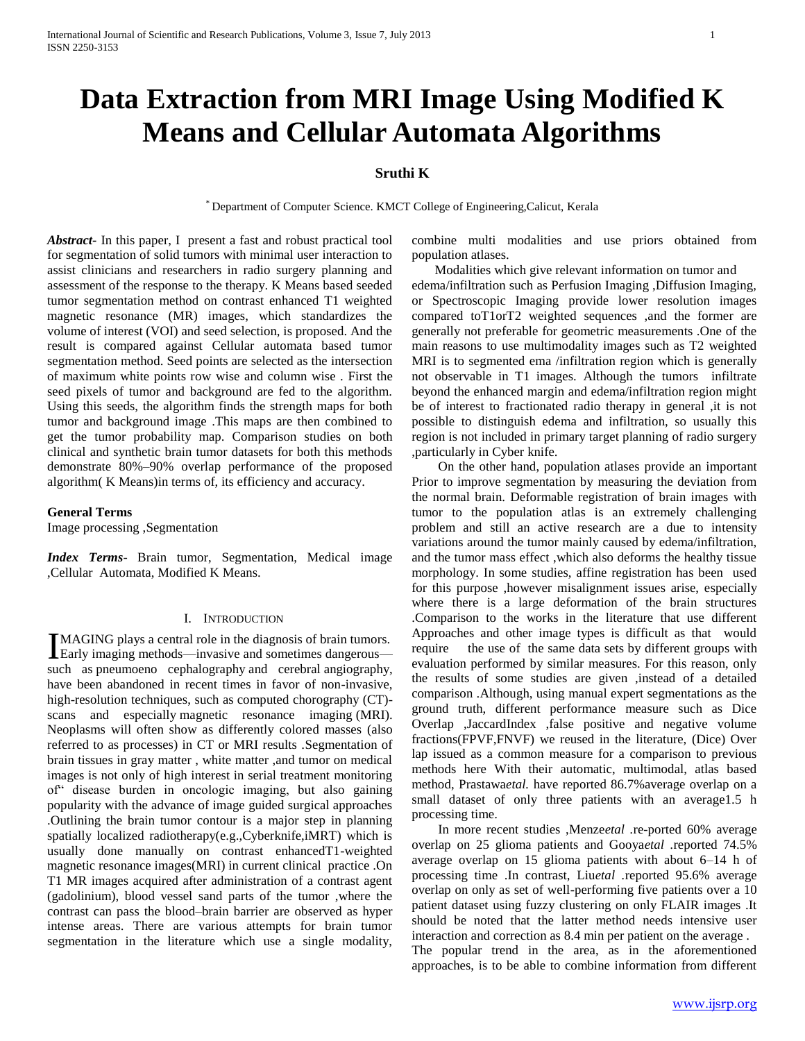# Data Extraction from MRI Image Using Modified K Means and Cellular Automata Algorithms

**Sruthi K**

\* Department of Computer Science. KMCT College of Engineering,Calicut, Kerala

***Abstract***- In this paper, I present a fast and robust practical tool for segmentation of solid tumors with minimal user interaction to assist clinicians and researchers in radio surgery planning and assessment of the response to the therapy. K Means based seeded tumor segmentation method on contrast enhanced T1 weighted magnetic resonance (MR) images, which standardizes the volume of interest (VOI) and seed selection, is proposed. And the result is compared against Cellular automata based tumor segmentation method. Seed points are selected as the intersection of maximum white points row wise and column wise . First the seed pixels of tumor and background are fed to the algorithm. Using this seeds, the algorithm finds the strength maps for both tumor and background image .This maps are then combined to get the tumor probability map. Comparison studies on both clinical and synthetic brain tumor datasets for both this methods demonstrate 80%–90% overlap performance of the proposed algorithm( K Means)in terms of, its efficiency and accuracy.

**General Terms**

Image processing ,Segmentation

***Index Terms***- Brain tumor, Segmentation, Medical image ,Cellular Automata, Modified K Means.

## I. Introduction

IMAGING plays a central role in the diagnosis of brain tumors. Early imaging methods—invasive and sometimes dangerous—such as pneumoeno cephalography and cerebral angiography, have been abandoned in recent times in favor of non-invasive, high-resolution techniques, such as computed chorography (CT)-scans and especially magnetic resonance imaging (MRI). Neoplasms will often show as differently colored masses (also referred to as processes) in CT or MRI results .Segmentation of brain tissues in gray matter , white matter ,and tumor on medical images is not only of high interest in serial treatment monitoring of" disease burden in oncologic imaging, but also gaining popularity with the advance of image guided surgical approaches .Outlining the brain tumor contour is a major step in planning spatially localized radiotherapy(e.g.,Cyberknife,iMRT) which is usually done manually on contrast enhancedT1-weighted magnetic resonance images(MRI) in current clinical practice .On T1 MR images acquired after administration of a contrast agent (gadolinium), blood vessel sand parts of the tumor ,where the contrast can pass the blood–brain barrier are observed as hyper intense areas. There are various attempts for brain tumor segmentation in the literature which use a single modality, combine multi modalities and use priors obtained from population atlases.

Modalities which give relevant information on tumor and edema/infiltration such as Perfusion Imaging ,Diffusion Imaging, or Spectroscopic Imaging provide lower resolution images compared toT1orT2 weighted sequences ,and the former are generally not preferable for geometric measurements .One of the main reasons to use multimodality images such as T2 weighted MRI is to segmented ema /infiltration region which is generally not observable in T1 images. Although the tumors infiltrate beyond the enhanced margin and edema/infiltration region might be of interest to fractionated radio therapy in general ,it is not possible to distinguish edema and infiltration, so usually this region is not included in primary target planning of radio surgery ,particularly in Cyber knife.

On the other hand, population atlases provide an important Prior to improve segmentation by measuring the deviation from the normal brain. Deformable registration of brain images with tumor to the population atlas is an extremely challenging problem and still an active research are a due to intensity variations around the tumor mainly caused by edema/infiltration, and the tumor mass effect ,which also deforms the healthy tissue morphology. In some studies, affine registration has been used for this purpose ,however misalignment issues arise, especially where there is a large deformation of the brain structures .Comparison to the works in the literature that use different Approaches and other image types is difficult as that would require the use of the same data sets by different groups with evaluation performed by similar measures. For this reason, only the results of some studies are given ,instead of a detailed comparison .Although, using manual expert segmentations as the ground truth, different performance measure such as Dice Overlap ,JaccardIndex ,false positive and negative volume fractions(FPVF,FNVF) we reused in the literature, (Dice) Over lap issued as a common measure for a comparison to previous methods here With their automatic, multimodal, atlas based method, Prastawa*etal.* have reported 86.7%average overlap on a small dataset of only three patients with an average1.5 h processing time.

In more recent studies ,Menze*etal* .re-ported 60% average overlap on 25 glioma patients and Gooya*etal* .reported 74.5% average overlap on 15 glioma patients with about 6–14 h of processing time .In contrast, Liu*etal* .reported 95.6% average overlap on only as set of well-performing five patients over a 10 patient dataset using fuzzy clustering on only FLAIR images .It should be noted that the latter method needs intensive user interaction and correction as 8.4 min per patient on the average .

The popular trend in the area, as in the aforementioned approaches, is to be able to combine information from different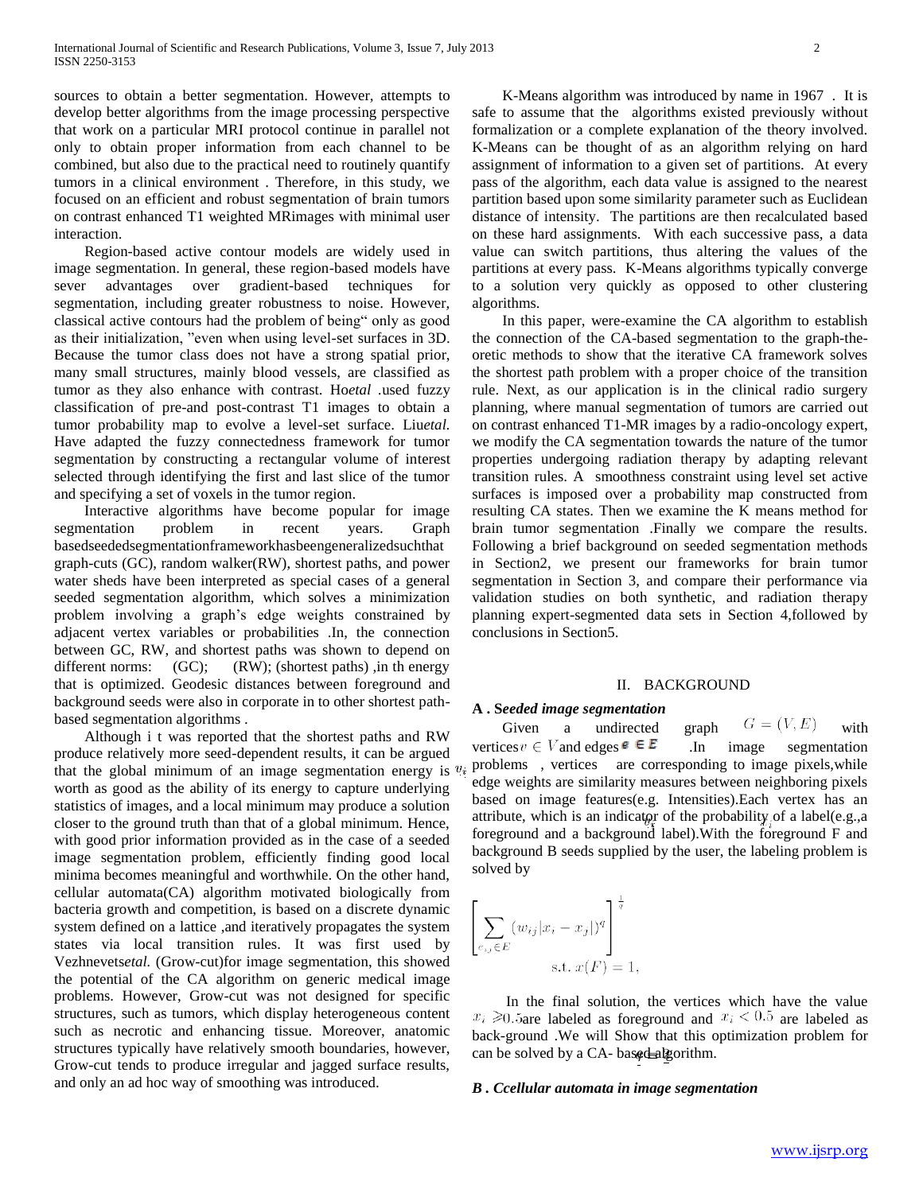sources to obtain a better segmentation. However, attempts to develop better algorithms from the image processing perspective that work on a particular MRI protocol continue in parallel not only to obtain proper information from each channel to be combined, but also due to the practical need to routinely quantify tumors in a clinical environment . Therefore, in this study, we focused on an efficient and robust segmentation of brain tumors on contrast enhanced T1 weighted MRimages with minimal user interaction.

Region-based active contour models are widely used in image segmentation. In general, these region-based models have sever advantages over gradient-based techniques for segmentation, including greater robustness to noise. However, classical active contours had the problem of being" only as good as their initialization, "even when using level-set surfaces in 3D. Because the tumor class does not have a strong spatial prior, many small structures, mainly blood vessels, are classified as tumor as they also enhance with contrast. Ho*etal* .used fuzzy classification of pre-and post-contrast T1 images to obtain a tumor probability map to evolve a level-set surface. Liu*etal.* Have adapted the fuzzy connectedness framework for tumor segmentation by constructing a rectangular volume of interest selected through identifying the first and last slice of the tumor and specifying a set of voxels in the tumor region.

Interactive algorithms have become popular for image segmentation problem in recent years. Graph basedseededsegmentationframeworkhasbeengeneralizedsuchthat graph-cuts (GC), random walker(RW), shortest paths, and power water sheds have been interpreted as special cases of a general seeded segmentation algorithm, which solves a minimization problem involving a graph's edge weights constrained by adjacent vertex variables or probabilities .In, the connection between GC, RW, and shortest paths was shown to depend on different norms: (GC); (RW); (shortest paths) ,in th energy that is optimized. Geodesic distances between foreground and background seeds were also in corporate in to other shortest path-based segmentation algorithms .

Although i t was reported that the shortest paths and RW produce relatively more seed-dependent results, it can be argued that the global minimum of an image segmentation energy is worth as good as the ability of its energy to capture underlying statistics of images, and a local minimum may produce a solution closer to the ground truth than that of a global minimum. Hence, with good prior information provided as in the case of a seeded image segmentation problem, efficiently finding good local minima becomes meaningful and worthwhile. On the other hand, cellular automata(CA) algorithm motivated biologically from bacteria growth and competition, is based on a discrete dynamic system defined on a lattice ,and iteratively propagates the system states via local transition rules. It was first used by Vezhnevets*etal.* (Grow-cut)for image segmentation, this showed the potential of the CA algorithm on generic medical image problems. However, Grow-cut was not designed for specific structures, such as tumors, which display heterogeneous content such as necrotic and enhancing tissue. Moreover, anatomic structures typically have relatively smooth boundaries, however, Grow-cut tends to produce irregular and jagged surface results, and only an ad hoc way of smoothing was introduced.

K-Means algorithm was introduced by name in 1967 . It is safe to assume that the algorithms existed previously without formalization or a complete explanation of the theory involved. K-Means can be thought of as an algorithm relying on hard assignment of information to a given set of partitions. At every pass of the algorithm, each data value is assigned to the nearest partition based upon some similarity parameter such as Euclidean distance of intensity. The partitions are then recalculated based on these hard assignments. With each successive pass, a data value can switch partitions, thus altering the values of the partitions at every pass. K-Means algorithms typically converge to a solution very quickly as opposed to other clustering algorithms.

In this paper, were-examine the CA algorithm to establish the connection of the CA-based segmentation to the graph-theoretic methods to show that the iterative CA framework solves the shortest path problem with a proper choice of the transition rule. Next, as our application is in the clinical radio surgery planning, where manual segmentation of tumors are carried out on contrast enhanced T1-MR images by a radio-oncology expert, we modify the CA segmentation towards the nature of the tumor properties undergoing radiation therapy by adapting relevant transition rules. A smoothness constraint using level set active surfaces is imposed over a probability map constructed from resulting CA states. Then we examine the K means method for brain tumor segmentation .Finally we compare the results. Following a brief background on seeded segmentation methods in Section2, we present our frameworks for brain tumor segmentation in Section 3, and compare their performance via validation studies on both synthetic, and radiation therapy planning expert-segmented data sets in Section 4,followed by conclusions in Section5.

## II. BACKGROUND

### A . S*eeded image segmentation*

Given a undirected graph $G = (V, E)$ with vertices $v \in V$ and edges $e \in E$ .In image segmentation problems , vertices $v_i$ are corresponding to image pixels,while edge weights are similarity measures between neighboring pixels based on image features(e.g. Intensities).Each vertex has an attribute, which is an indicator of the probability $x_i$ of a label(e.g.,a foreground and a background label).With the foreground F and background B seeds supplied by the user, the labeling problem is solved by

$$\left[ \sum_{e_{ij} \in E} (w_{ij} |x_i - x_j|)^q \right]^{\frac{1}{q}}$$
$$\text{s.t. } x(F) = 1,$$

In the final solution, the vertices which have the value $x_i \geqslant 0.5$ are labeled as foreground and $x_i < 0.5$ are labeled as back-ground .We will Show that this optimization problem for $q = 2$ can be solved by a CA- based algorithm.

### B . C*cellular automata in image segmentation*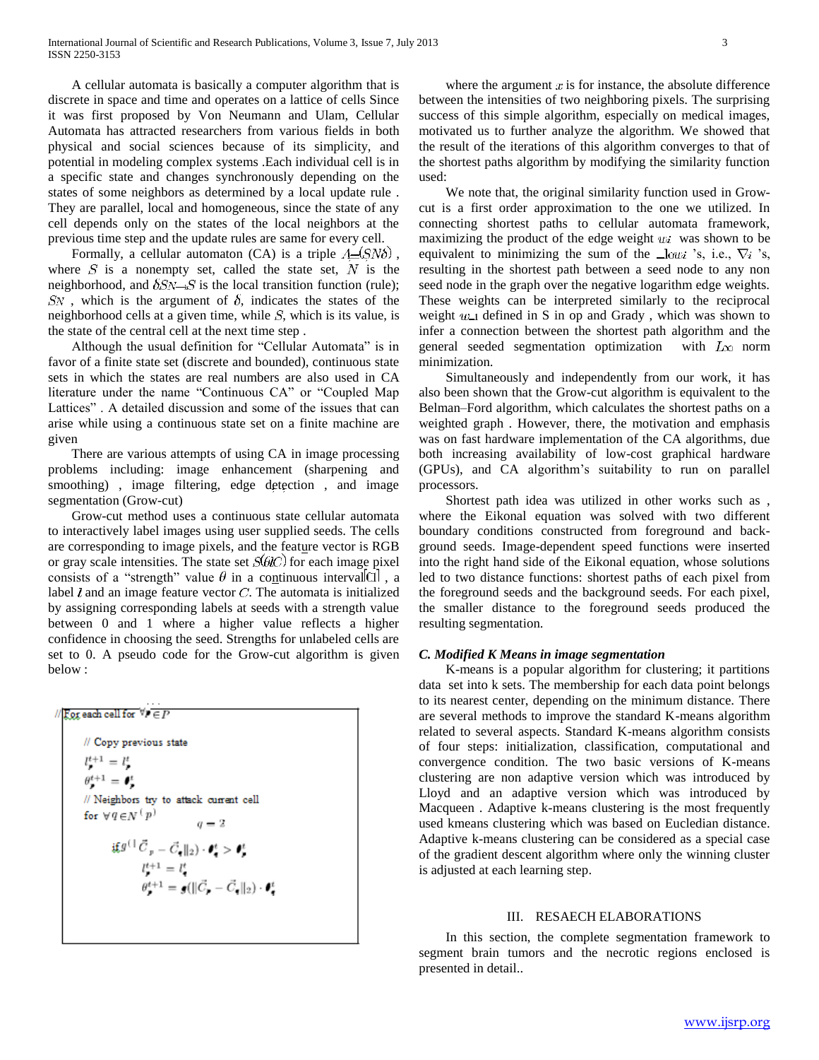A cellular automata is basically a computer algorithm that is discrete in space and time and operates on a lattice of cells Since it was first proposed by Von Neumann and Ulam, Cellular Automata has attracted researchers from various fields in both physical and social sciences because of its simplicity, and potential in modeling complex systems .Each individual cell is in a specific state and changes synchronously depending on the states of some neighbors as determined by a local update rule . They are parallel, local and homogeneous, since the state of any cell depends only on the states of the local neighbors at the previous time step and the update rules are same for every cell.

Formally, a cellular automaton (CA) is a triple $A=(S,N,\delta)$ , where $S$ is a nonempty set, called the state set, $N$ is the neighborhood, and $\delta: S^N \rightarrow S$ is the local transition function (rule); $S^N$ , which is the argument of $\delta$, indicates the states of the neighborhood cells at a given time, while $S$, which is its value, is the state of the central cell at the next time step .

Although the usual definition for "Cellular Automata" is in favor of a finite state set (discrete and bounded), continuous state sets in which the states are real numbers are also used in CA literature under the name "Continuous CA" or "Coupled Map Lattices" . A detailed discussion and some of the issues that can arise while using a continuous state set on a finite machine are given

There are various attempts of using CA in image processing problems including: image enhancement (sharpening and smoothing) , image filtering, edge detection , and image segmentation (Grow-cut)

Grow-cut method uses a continuous state cellular automata to interactively label images using user supplied seeds. The cells are corresponding to image pixels, and the feature vector is RGB or gray scale intensities. The state set $S(\theta,l,C)$ for each image pixel consists of a "strength" value $\theta$ in a continuous interval[0,1] , a label $l$ and an image feature vector $C$. The automata is initialized by assigning corresponding labels at seeds with a strength value between 0 and 1 where a higher value reflects a higher confidence in choosing the seed. Strengths for unlabeled cells are set to 0. A pseudo code for the Grow-cut algorithm is given below :

```
// For each cell for ∀p ∈ P
    // Copy previous state
    l_p^{t+1} = l_p^t
    θ_p^{t+1} = θ_p^t
    // Neighbors try to attack current cell
    for ∀q ∈ N(p)
        if g(||C_p − C_q||_2) · θ_q^t > θ_p^t
            l_p^{t+1} = l_q^t
            θ_p^{t+1} = g(||C_p − C_q||_2) · θ_q^t
```

where the argument $x$ is for instance, the absolute difference between the intensities of two neighboring pixels. The surprising success of this simple algorithm, especially on medical images, motivated us to further analyze the algorithm. We showed that the result of the iterations of this algorithm converges to that of the shortest paths algorithm by modifying the similarity function used:

We note that, the original similarity function used in Grow-cut is a first order approximation to the one we utilized. In connecting shortest paths to cellular automata framework, maximizing the product of the edge weight $w_i$ was shown to be equivalent to minimizing the sum of the $-\log w_i$ 's, i.e., $\nabla_i$ 's, resulting in the shortest path between a seed node to any non seed node in the graph over the negative logarithm edge weights. These weights can be interpreted similarly to the reciprocal weight $w_{-1}$ defined in S in op and Grady , which was shown to infer a connection between the shortest path algorithm and the general seeded segmentation optimization with $L_\infty$ norm minimization.

Simultaneously and independently from our work, it has also been shown that the Grow-cut algorithm is equivalent to the Belman–Ford algorithm, which calculates the shortest paths on a weighted graph . However, there, the motivation and emphasis was on fast hardware implementation of the CA algorithms, due both increasing availability of low-cost graphical hardware (GPUs), and CA algorithm's suitability to run on parallel processors.

Shortest path idea was utilized in other works such as , where the Eikonal equation was solved with two different boundary conditions constructed from foreground and background seeds. Image-dependent speed functions were inserted into the right hand side of the Eikonal equation, whose solutions led to two distance functions: shortest paths of each pixel from the foreground seeds and the background seeds. For each pixel, the smaller distance to the foreground seeds produced the resulting segmentation.

### *C. Modified K Means in image segmentation*

K-means is a popular algorithm for clustering; it partitions data set into k sets. The membership for each data point belongs to its nearest center, depending on the minimum distance. There are several methods to improve the standard K-means algorithm related to several aspects. Standard K-means algorithm consists of four steps: initialization, classification, computational and convergence condition. The two basic versions of K-means clustering are non adaptive version which was introduced by Lloyd and an adaptive version which was introduced by Macqueen . Adaptive k-means clustering is the most frequently used kmeans clustering which was based on Eucledian distance. Adaptive k-means clustering can be considered as a special case of the gradient descent algorithm where only the winning cluster is adjusted at each learning step.

## III. RESAECH ELABORATIONS

In this section, the complete segmentation framework to segment brain tumors and the necrotic regions enclosed is presented in detail..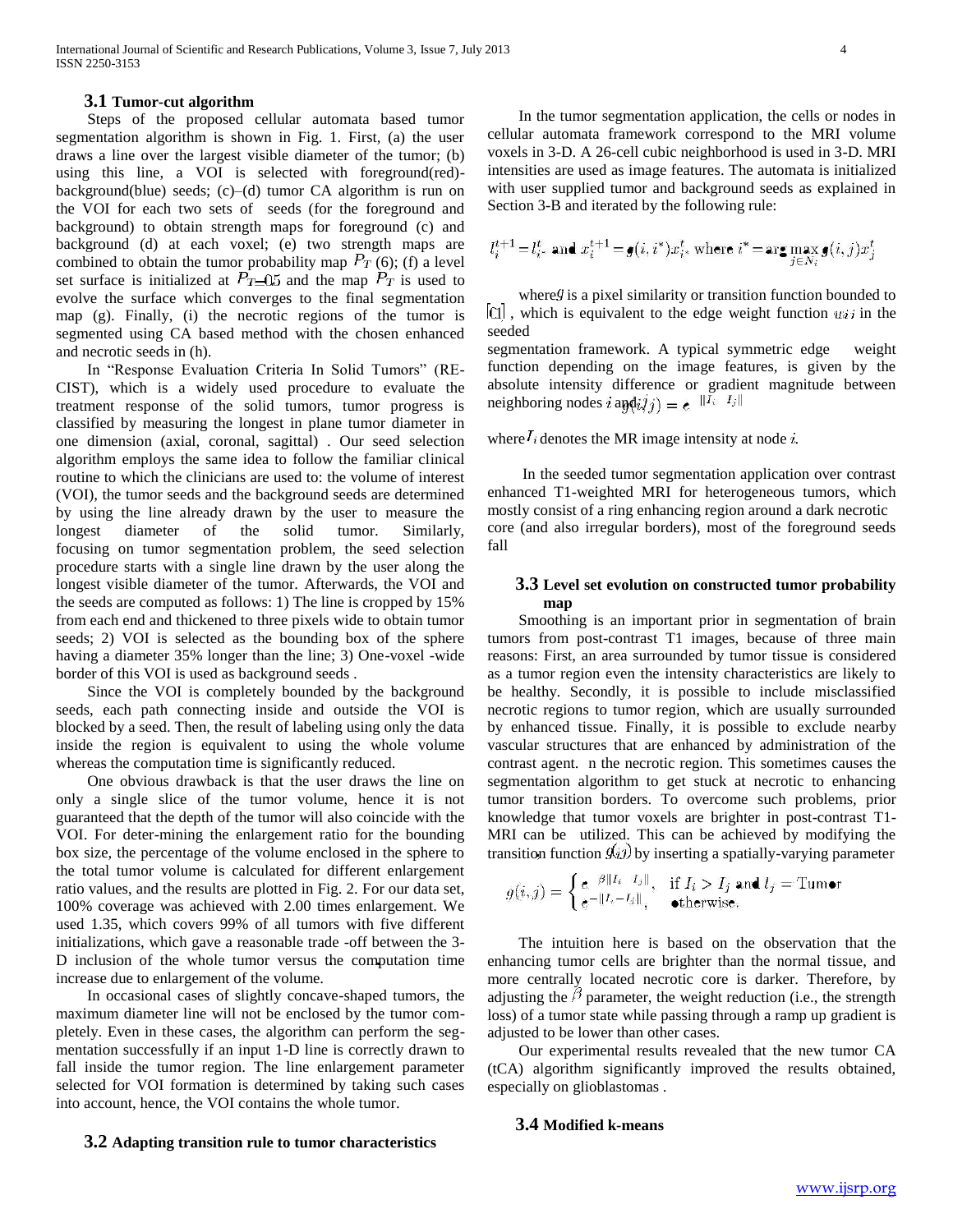### 3.1 Tumor-cut algorithm

Steps of the proposed cellular automata based tumor segmentation algorithm is shown in Fig. 1. First, (a) the user draws a line over the largest visible diameter of the tumor; (b) using this line, a VOI is selected with foreground(red)-background(blue) seeds; (c)–(d) tumor CA algorithm is run on the VOI for each two sets of seeds (for the foreground and background) to obtain strength maps for foreground (c) and background (d) at each voxel; (e) two strength maps are combined to obtain the tumor probability map $P_T$ (6); (f) a level set surface is initialized at $P_T$=0.5 and the map $P_T$ is used to evolve the surface which converges to the final segmentation map (g). Finally, (i) the necrotic regions of the tumor is segmented using CA based method with the chosen enhanced and necrotic seeds in (h).

In "Response Evaluation Criteria In Solid Tumors" (RE-CIST), which is a widely used procedure to evaluate the treatment response of the solid tumors, tumor progress is classified by measuring the longest in plane tumor diameter in one dimension (axial, coronal, sagittal) . Our seed selection algorithm employs the same idea to follow the familiar clinical routine to which the clinicians are used to: the volume of interest (VOI), the tumor seeds and the background seeds are determined by using the line already drawn by the user to measure the longest diameter of the solid tumor. Similarly, focusing on tumor segmentation problem, the seed selection procedure starts with a single line drawn by the user along the longest visible diameter of the tumor. Afterwards, the VOI and the seeds are computed as follows: 1) The line is cropped by 15% from each end and thickened to three pixels wide to obtain tumor seeds; 2) VOI is selected as the bounding box of the sphere having a diameter 35% longer than the line; 3) One-voxel -wide border of this VOI is used as background seeds .

Since the VOI is completely bounded by the background seeds, each path connecting inside and outside the VOI is blocked by a seed. Then, the result of labeling using only the data inside the region is equivalent to using the whole volume whereas the computation time is significantly reduced.

One obvious drawback is that the user draws the line on only a single slice of the tumor volume, hence it is not guaranteed that the depth of the tumor will also coincide with the VOI. For deter-mining the enlargement ratio for the bounding box size, the percentage of the volume enclosed in the sphere to the total tumor volume is calculated for different enlargement ratio values, and the results are plotted in Fig. 2. For our data set, 100% coverage was achieved with 2.00 times enlargement. We used 1.35, which covers 99% of all tumors with five different initializations, which gave a reasonable trade -off between the 3-D inclusion of the whole tumor versus the computation time increase due to enlargement of the volume.

In occasional cases of slightly concave-shaped tumors, the maximum diameter line will not be enclosed by the tumor com-pletely. Even in these cases, the algorithm can perform the seg-mentation successfully if an input 1-D line is correctly drawn to fall inside the tumor region. The line enlargement parameter selected for VOI formation is determined by taking such cases into account, hence, the VOI contains the whole tumor.

### 3.2 Adapting transition rule to tumor characteristics

In the tumor segmentation application, the cells or nodes in cellular automata framework correspond to the MRI volume voxels in 3-D. A 26-cell cubic neighborhood is used in 3-D. MRI intensities are used as image features. The automata is initialized with user supplied tumor and background seeds as explained in Section 3-B and iterated by the following rule:

$$l_i^{t+1} = l_{i^*}^t \text{ and } x_i^{t+1} = g(i, i^*)x_{i^*}^t \text{ where } i^* = \arg\max_{j \in N_i} g(i, j)x_j^t$$

where $g$ is a pixel similarity or transition function bounded to $[0,1]$, which is equivalent to the edge weight function $w_{ij}$ in the seeded

segmentation framework. A typical symmetric edge weight function depending on the image features, is given by the absolute intensity difference or gradient magnitude between neighboring nodes $i$ and $j$: $g(i,j) = e^{-\|I_i - I_j\|}$

where $I_i$ denotes the MR image intensity at node $i$.

In the seeded tumor segmentation application over contrast enhanced T1-weighted MRI for heterogeneous tumors, which mostly consist of a ring enhancing region around a dark necrotic core (and also irregular borders), most of the foreground seeds fall

### 3.3 Level set evolution on constructed tumor probability map

Smoothing is an important prior in segmentation of brain tumors from post-contrast T1 images, because of three main reasons: First, an area surrounded by tumor tissue is considered as a tumor region even the intensity characteristics are likely to be healthy. Secondly, it is possible to include misclassified necrotic regions to tumor region, which are usually surrounded by enhanced tissue. Finally, it is possible to exclude nearby vascular structures that are enhanced by administration of the contrast agent. n the necrotic region. This sometimes causes the segmentation algorithm to get stuck at necrotic to enhancing tumor transition borders. To overcome such problems, prior knowledge that tumor voxels are brighter in post-contrast T1-MRI can be utilized. This can be achieved by modifying the transition function $g(i,j)$ by inserting a spatially-varying parameter

$$g(i,j) = \begin{cases} e^{-\beta\|I_i - I_j\|}, & \text{if } I_i > I_j \text{ and } l_j = \text{Tumor} \\ e^{-\|I_i - I_j\|}, & \text{otherwise.} \end{cases}$$

The intuition here is based on the observation that the enhancing tumor cells are brighter than the normal tissue, and more centrally located necrotic core is darker. Therefore, by adjusting the $\beta$ parameter, the weight reduction (i.e., the strength loss) of a tumor state while passing through a ramp up gradient is adjusted to be lower than other cases.

Our experimental results revealed that the new tumor CA (tCA) algorithm significantly improved the results obtained, especially on glioblastomas .

### 3.4 Modified k-means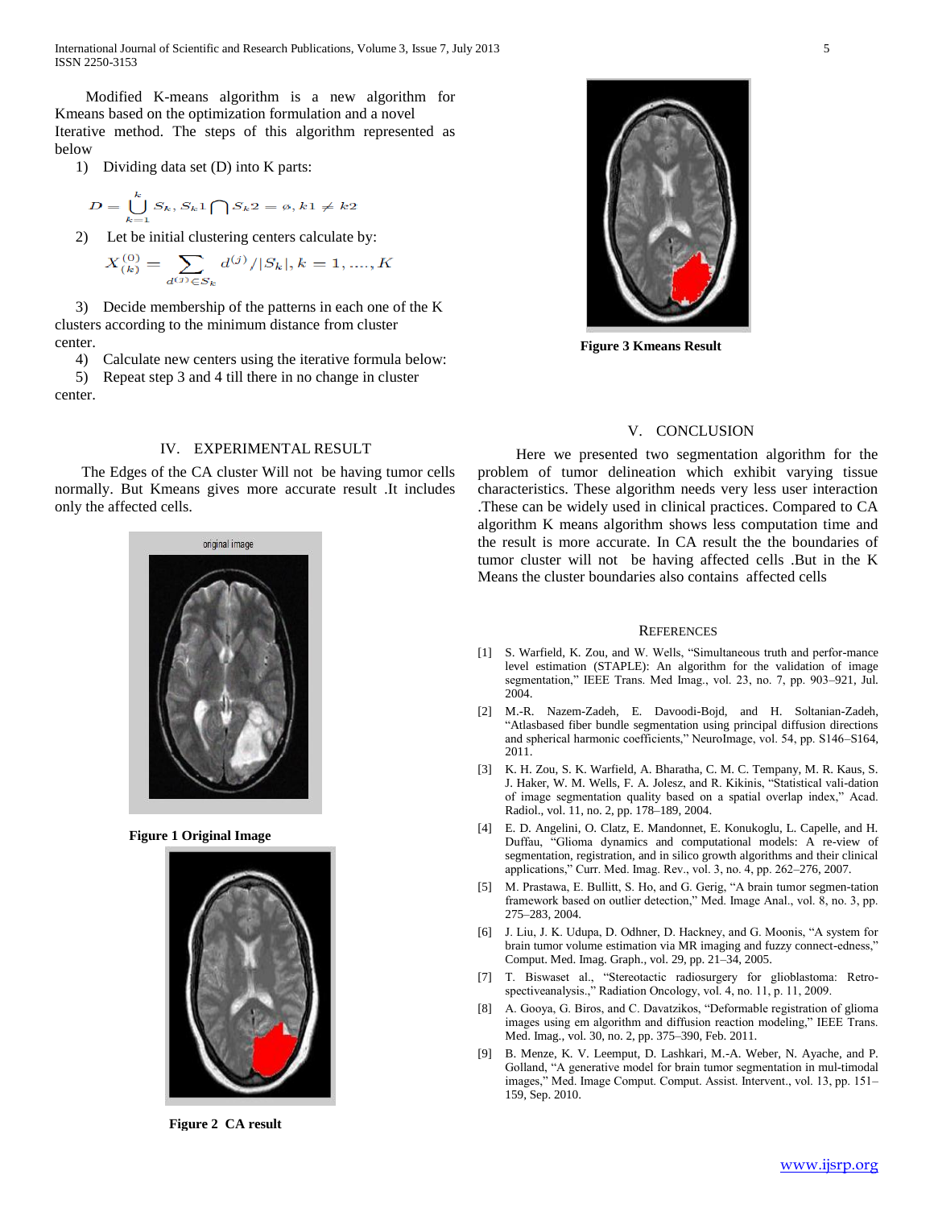Modified K-means algorithm is a new algorithm for Kmeans based on the optimization formulation and a novel Iterative method. The steps of this algorithm represented as below

1) Dividing data set (D) into K parts:

$$D = \bigcup_{k=1}^{k} S_k, S_k1 \bigcap S_k2 = \emptyset, k1 \neq k2$$

2) Let be initial clustering centers calculate by:

$$X_{(k)}^{(0)} = \sum_{d^{(j)} \in S_k} d^{(j)} / |S_k|, k = 1, ...., K$$

3) Decide membership of the patterns in each one of the K clusters according to the minimum distance from cluster center.

4) Calculate new centers using the iterative formula below:

5) Repeat step 3 and 4 till there in no change in cluster center.

## IV. EXPERIMENTAL RESULT

The Edges of the CA cluster Will not be having tumor cells normally. But Kmeans gives more accurate result .It includes only the affected cells.

**Figure 1 Original Image**

**Figure 2 CA result**

**Figure 3 Kmeans Result**

## V. CONCLUSION

Here we presented two segmentation algorithm for the problem of tumor delineation which exhibit varying tissue characteristics. These algorithm needs very less user interaction .These can be widely used in clinical practices. Compared to CA algorithm K means algorithm shows less computation time and the result is more accurate. In CA result the the boundaries of tumor cluster will not be having affected cells .But in the K Means the cluster boundaries also contains affected cells

## REFERENCES

[1] S. Warfield, K. Zou, and W. Wells, "Simultaneous truth and perfor-mance level estimation (STAPLE): An algorithm for the validation of image segmentation," IEEE Trans. Med Imag., vol. 23, no. 7, pp. 903–921, Jul. 2004.

[2] M.-R. Nazem-Zadeh, E. Davoodi-Bojd, and H. Soltanian-Zadeh, "Atlasbased fiber bundle segmentation using principal diffusion directions and spherical harmonic coefficients," NeuroImage, vol. 54, pp. S146–S164, 2011.

[3] K. H. Zou, S. K. Warfield, A. Bharatha, C. M. C. Tempany, M. R. Kaus, S. J. Haker, W. M. Wells, F. A. Jolesz, and R. Kikinis, "Statistical vali-dation of image segmentation quality based on a spatial overlap index," Acad. Radiol., vol. 11, no. 2, pp. 178–189, 2004.

[4] E. D. Angelini, O. Clatz, E. Mandonnet, E. Konukoglu, L. Capelle, and H. Duffau, "Glioma dynamics and computational models: A re-view of segmentation, registration, and in silico growth algorithms and their clinical applications," Curr. Med. Imag. Rev., vol. 3, no. 4, pp. 262–276, 2007.

[5] M. Prastawa, E. Bullitt, S. Ho, and G. Gerig, "A brain tumor segmen-tation framework based on outlier detection," Med. Image Anal., vol. 8, no. 3, pp. 275–283, 2004.

[6] J. Liu, J. K. Udupa, D. Odhner, D. Hackney, and G. Moonis, "A system for brain tumor volume estimation via MR imaging and fuzzy connect-edness," Comput. Med. Imag. Graph., vol. 29, pp. 21–34, 2005.

[7] T. Biswaset al., "Stereotactic radiosurgery for glioblastoma: Retro-spectiveanalysis.," Radiation Oncology, vol. 4, no. 11, p. 11, 2009.

[8] A. Gooya, G. Biros, and C. Davatzikos, "Deformable registration of glioma images using em algorithm and diffusion reaction modeling," IEEE Trans. Med. Imag., vol. 30, no. 2, pp. 375–390, Feb. 2011.

[9] B. Menze, K. V. Leemput, D. Lashkari, M.-A. Weber, N. Ayache, and P. Golland, "A generative model for brain tumor segmentation in mul-timodal images," Med. Image Comput. Comput. Assist. Intervent., vol. 13, pp. 151–159, Sep. 2010.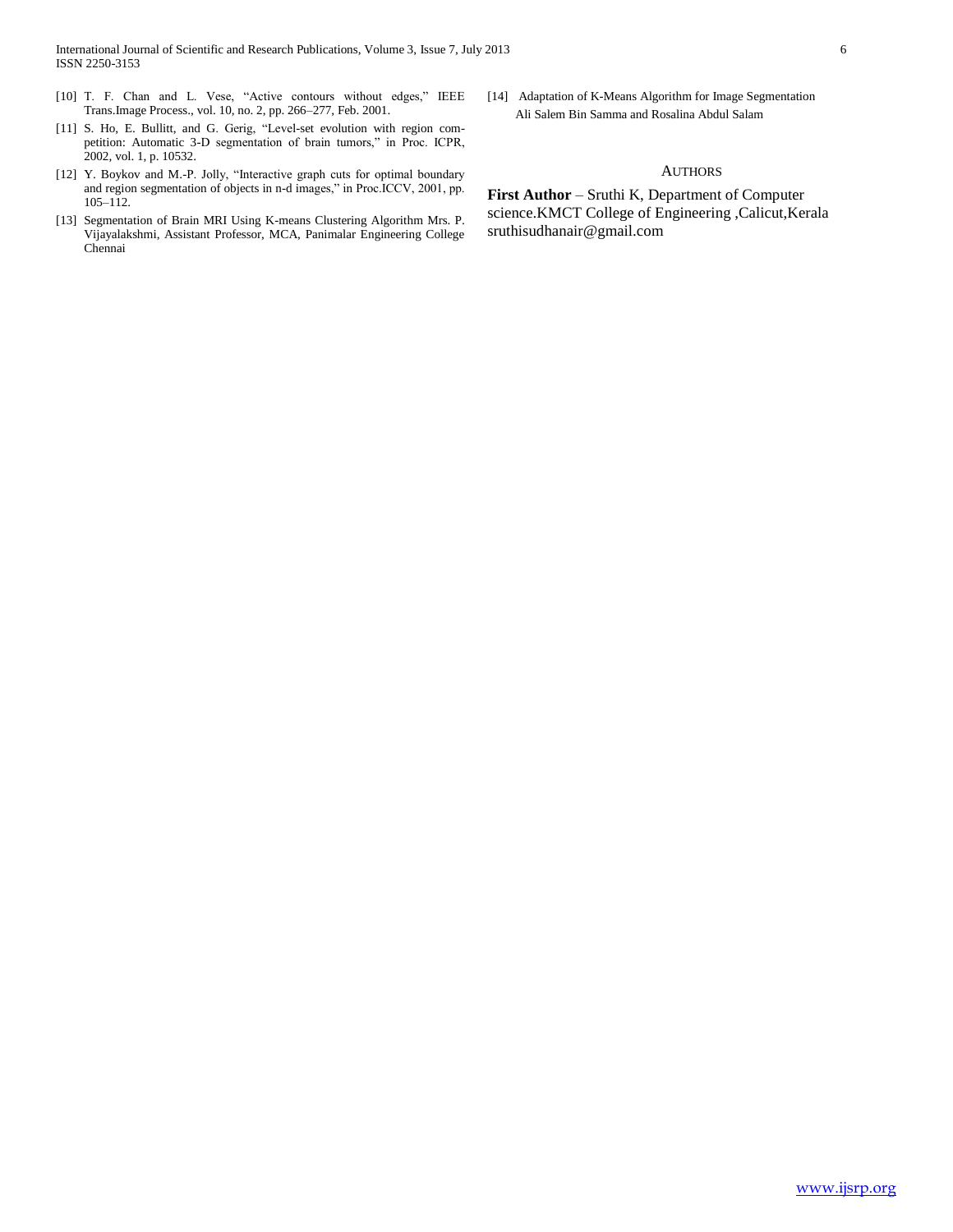[10] T. F. Chan and L. Vese, “Active contours without edges,” IEEE Trans.Image Process., vol. 10, no. 2, pp. 266–277, Feb. 2001.

[11] S. Ho, E. Bullitt, and G. Gerig, “Level-set evolution with region competition: Automatic 3-D segmentation of brain tumors,” in Proc. ICPR, 2002, vol. 1, p. 10532.

[12] Y. Boykov and M.-P. Jolly, “Interactive graph cuts for optimal boundary and region segmentation of objects in n-d images,” in Proc.ICCV, 2001, pp. 105–112.

[13] Segmentation of Brain MRI Using K-means Clustering Algorithm Mrs. P. Vijayalakshmi, Assistant Professor, MCA, Panimalar Engineering College Chennai

[14] Adaptation of K-Means Algorithm for Image Segmentation Ali Salem Bin Samma and Rosalina Abdul Salam

## AUTHORS

**First Author** – Sruthi K, Department of Computer science.KMCT College of Engineering ,Calicut,Kerala sruthisudhanair@gmail.com